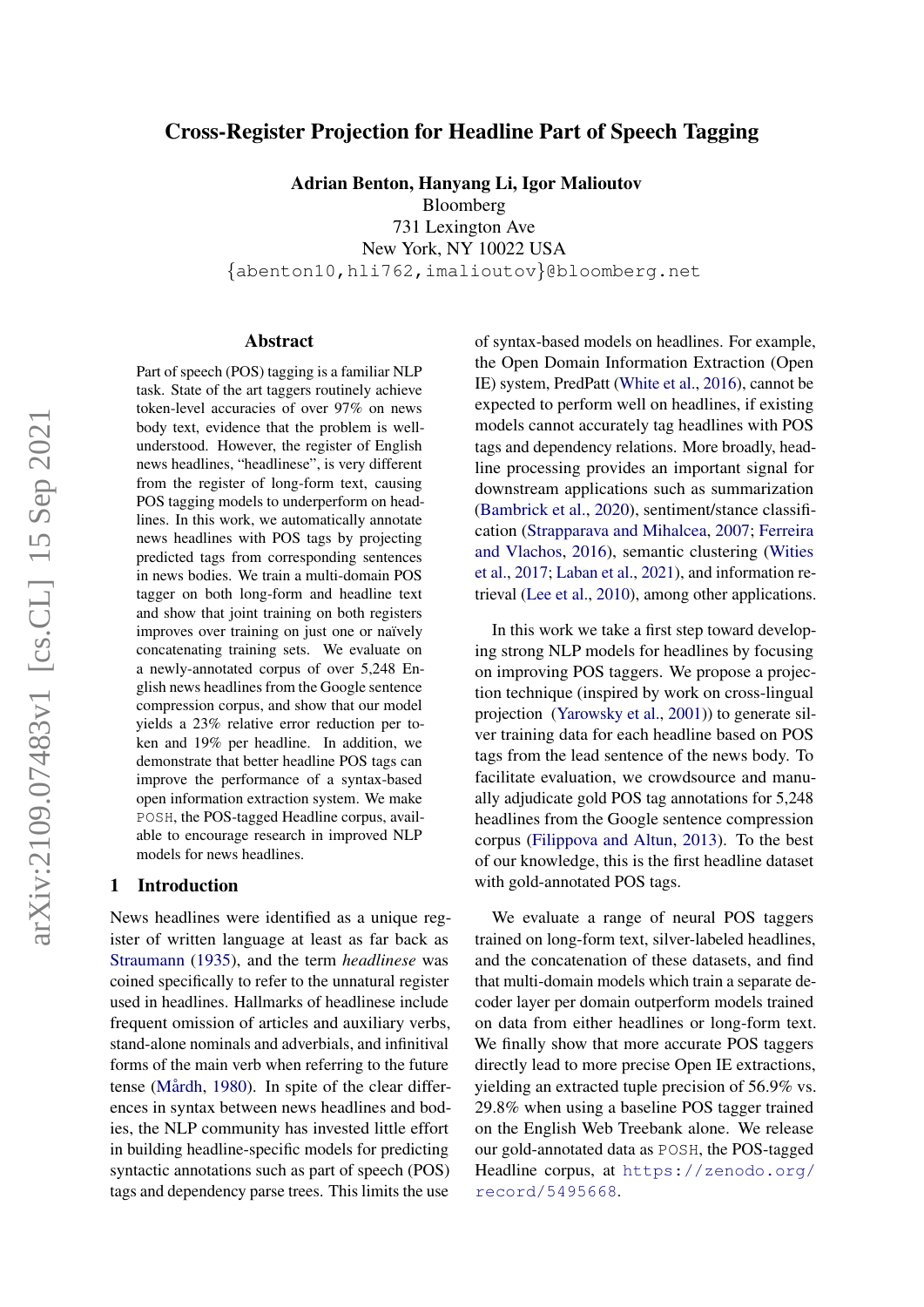# Cross-Register Projection for Headline Part of Speech Tagging

**Adrian Benton, Hanyang Li, Igor Malioutov**
Bloomberg
731 Lexington Ave
New York, NY 10022 USA
{abenton10,hli762,imalioutov}@bloomberg.net

## Abstract

Part of speech (POS) tagging is a familiar NLP task. State of the art taggers routinely achieve token-level accuracies of over 97% on news body text, evidence that the problem is well-understood. However, the register of English news headlines, "headlinese", is very different from the register of long-form text, causing POS tagging models to underperform on headlines. In this work, we automatically annotate news headlines with POS tags by projecting predicted tags from corresponding sentences in news bodies. We train a multi-domain POS tagger on both long-form and headline text and show that joint training on both registers improves over training on just one or naïvely concatenating training sets. We evaluate on a newly-annotated corpus of over 5,248 English news headlines from the Google sentence compression corpus, and show that our model yields a 23% relative error reduction per token and 19% per headline. In addition, we demonstrate that better headline POS tags can improve the performance of a syntax-based open information extraction system. We make POSH, the POS-tagged Headline corpus, available to encourage research in improved NLP models for news headlines.

## 1 Introduction

News headlines were identified as a unique register of written language at least as far back as Straumann (1935), and the term *headlinese* was coined specifically to refer to the unnatural register used in headlines. Hallmarks of headlinese include frequent omission of articles and auxiliary verbs, stand-alone nominals and adverbials, and infinitival forms of the main verb when referring to the future tense (Mårdh, 1980). In spite of the clear differences in syntax between news headlines and bodies, the NLP community has invested little effort in building headline-specific models for predicting syntactic annotations such as part of speech (POS) tags and dependency parse trees. This limits the use of syntax-based models on headlines. For example, the Open Domain Information Extraction (Open IE) system, PredPatt (White et al., 2016), cannot be expected to perform well on headlines, if existing models cannot accurately tag headlines with POS tags and dependency relations. More broadly, headline processing provides an important signal for downstream applications such as summarization (Bambrick et al., 2020), sentiment/stance classification (Strapparava and Mihalcea, 2007; Ferreira and Vlachos, 2016), semantic clustering (Wities et al., 2017; Laban et al., 2021), and information retrieval (Lee et al., 2010), among other applications.

In this work we take a first step toward developing strong NLP models for headlines by focusing on improving POS taggers. We propose a projection technique (inspired by work on cross-lingual projection (Yarowsky et al., 2001)) to generate silver training data for each headline based on POS tags from the lead sentence of the news body. To facilitate evaluation, we crowdsource and manually adjudicate gold POS tag annotations for 5,248 headlines from the Google sentence compression corpus (Filippova and Altun, 2013). To the best of our knowledge, this is the first headline dataset with gold-annotated POS tags.

We evaluate a range of neural POS taggers trained on long-form text, silver-labeled headlines, and the concatenation of these datasets, and find that multi-domain models which train a separate decoder layer per domain outperform models trained on data from either headlines or long-form text. We finally show that more accurate POS taggers directly lead to more precise Open IE extractions, yielding an extracted tuple precision of 56.9% vs. 29.8% when using a baseline POS tagger trained on the English Web Treebank alone. We release our gold-annotated data as POSH, the POS-tagged Headline corpus, at https://zenodo.org/record/5495668.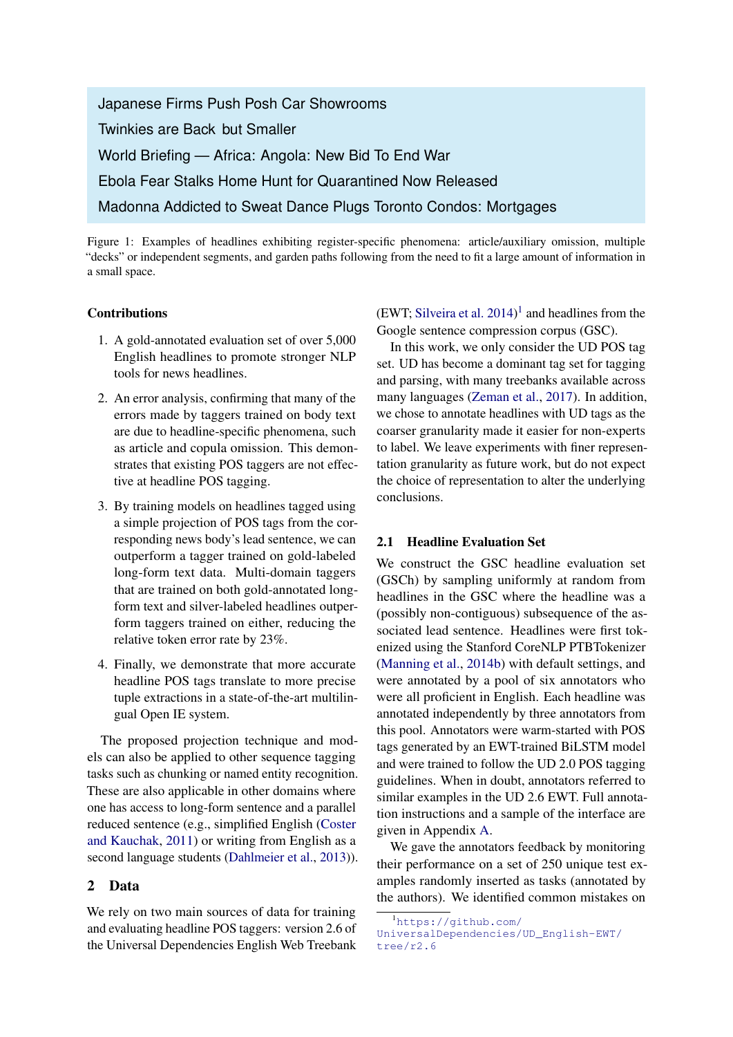Japanese Firms Push Posh Car Showrooms

Twinkies are Back but Smaller

World Briefing — Africa: Angola: New Bid To End War

Ebola Fear Stalks Home Hunt for Quarantined Now Released

Madonna Addicted to Sweat Dance Plugs Toronto Condos: Mortgages

Figure 1: Examples of headlines exhibiting register-specific phenomena: article/auxiliary omission, multiple "decks" or independent segments, and garden paths following from the need to fit a large amount of information in a small space.

**Contributions**

1. A gold-annotated evaluation set of over 5,000 English headlines to promote stronger NLP tools for news headlines.

2. An error analysis, confirming that many of the errors made by taggers trained on body text are due to headline-specific phenomena, such as article and copula omission. This demonstrates that existing POS taggers are not effective at headline POS tagging.

3. By training models on headlines tagged using a simple projection of POS tags from the corresponding news body's lead sentence, we can outperform a tagger trained on gold-labeled long-form text data. Multi-domain taggers that are trained on both gold-annotated long-form text and silver-labeled headlines outperform taggers trained on either, reducing the relative token error rate by 23%.

4. Finally, we demonstrate that more accurate headline POS tags translate to more precise tuple extractions in a state-of-the-art multilingual Open IE system.

The proposed projection technique and models can also be applied to other sequence tagging tasks such as chunking or named entity recognition. These are also applicable in other domains where one has access to long-form sentence and a parallel reduced sentence (e.g., simplified English (Coster and Kauchak, 2011) or writing from English as a second language students (Dahlmeier et al., 2013)).

## 2 Data

We rely on two main sources of data for training and evaluating headline POS taggers: version 2.6 of the Universal Dependencies English Web Treebank (EWT; Silveira et al. 2014)[1] and headlines from the Google sentence compression corpus (GSC).

In this work, we only consider the UD POS tag set. UD has become a dominant tag set for tagging and parsing, with many treebanks available across many languages (Zeman et al., 2017). In addition, we chose to annotate headlines with UD tags as the coarser granularity made it easier for non-experts to label. We leave experiments with finer representation granularity as future work, but do not expect the choice of representation to alter the underlying conclusions.

### 2.1 Headline Evaluation Set

We construct the GSC headline evaluation set (GSCh) by sampling uniformly at random from headlines in the GSC where the headline was a (possibly non-contiguous) subsequence of the associated lead sentence. Headlines were first tokenized using the Stanford CoreNLP PTBTokenizer (Manning et al., 2014b) with default settings, and were annotated by a pool of six annotators who were all proficient in English. Each headline was annotated independently by three annotators from this pool. Annotators were warm-started with POS tags generated by an EWT-trained BiLSTM model and were trained to follow the UD 2.0 POS tagging guidelines. When in doubt, annotators referred to similar examples in the UD 2.6 EWT. Full annotation instructions and a sample of the interface are given in Appendix A.

We gave the annotators feedback by monitoring their performance on a set of 250 unique test examples randomly inserted as tasks (annotated by the authors). We identified common mistakes on

[1] https://github.com/UniversalDependencies/UD_English-EWT/tree/r2.6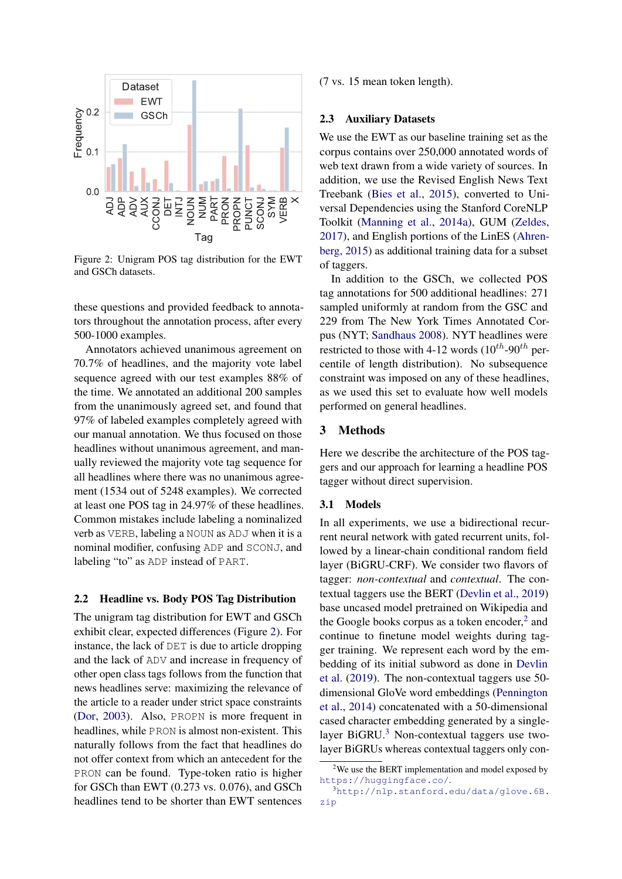Figure 2: Unigram POS tag distribution for the EWT and GSCh datasets.

these questions and provided feedback to annotators throughout the annotation process, after every 500-1000 examples.

Annotators achieved unanimous agreement on 70.7% of headlines, and the majority vote label sequence agreed with our test examples 88% of the time. We annotated an additional 200 samples from the unanimously agreed set, and found that 97% of labeled examples completely agreed with our manual annotation. We thus focused on those headlines without unanimous agreement, and manually reviewed the majority vote tag sequence for all headlines where there was no unanimous agreement (1534 out of 5248 examples). We corrected at least one POS tag in 24.97% of these headlines. Common mistakes include labeling a nominalized verb as VERB, labeling a NOUN as ADJ when it is a nominal modifier, confusing ADP and SCONJ, and labeling "to" as ADP instead of PART.

### 2.2 Headline vs. Body POS Tag Distribution

The unigram tag distribution for EWT and GSCh exhibit clear, expected differences (Figure 2). For instance, the lack of DET is due to article dropping and the lack of ADV and increase in frequency of other open class tags follows from the function that news headlines serve: maximizing the relevance of the article to a reader under strict space constraints (Dor, 2003). Also, PROPN is more frequent in headlines, while PRON is almost non-existent. This naturally follows from the fact that headlines do not offer context from which an antecedent for the PRON can be found. Type-token ratio is higher for GSCh than EWT (0.273 vs. 0.076), and GSCh headlines tend to be shorter than EWT sentences (7 vs. 15 mean token length).

### 2.3 Auxiliary Datasets

We use the EWT as our baseline training set as the corpus contains over 250,000 annotated words of web text drawn from a wide variety of sources. In addition, we use the Revised English News Text Treebank (Bies et al., 2015), converted to Universal Dependencies using the Stanford CoreNLP Toolkit (Manning et al., 2014a), GUM (Zeldes, 2017), and English portions of the LinES (Ahrenberg, 2015) as additional training data for a subset of taggers.

In addition to the GSCh, we collected POS tag annotations for 500 additional headlines: 271 sampled uniformly at random from the GSC and 229 from The New York Times Annotated Corpus (NYT; Sandhaus 2008). NYT headlines were restricted to those with 4-12 words ($10^{th}$-$90^{th}$ percentile of length distribution). No subsequence constraint was imposed on any of these headlines, as we used this set to evaluate how well models performed on general headlines.

## 3 Methods

Here we describe the architecture of the POS taggers and our approach for learning a headline POS tagger without direct supervision.

### 3.1 Models

In all experiments, we use a bidirectional recurrent neural network with gated recurrent units, followed by a linear-chain conditional random field layer (BiGRU-CRF). We consider two flavors of tagger: *non-contextual* and *contextual*. The contextual taggers use the BERT (Devlin et al., 2019) base uncased model pretrained on Wikipedia and the Google books corpus as a token encoder,[2] and continue to finetune model weights during tagger training. We represent each word by the embedding of its initial subword as done in Devlin et al. (2019). The non-contextual taggers use 50-dimensional GloVe word embeddings (Pennington et al., 2014) concatenated with a 50-dimensional cased character embedding generated by a single-layer BiGRU.[3] Non-contextual taggers use two-layer BiGRUs whereas contextual taggers only con-

[2] We use the BERT implementation and model exposed by https://huggingface.co/.

[3] http://nlp.stanford.edu/data/glove.6B.zip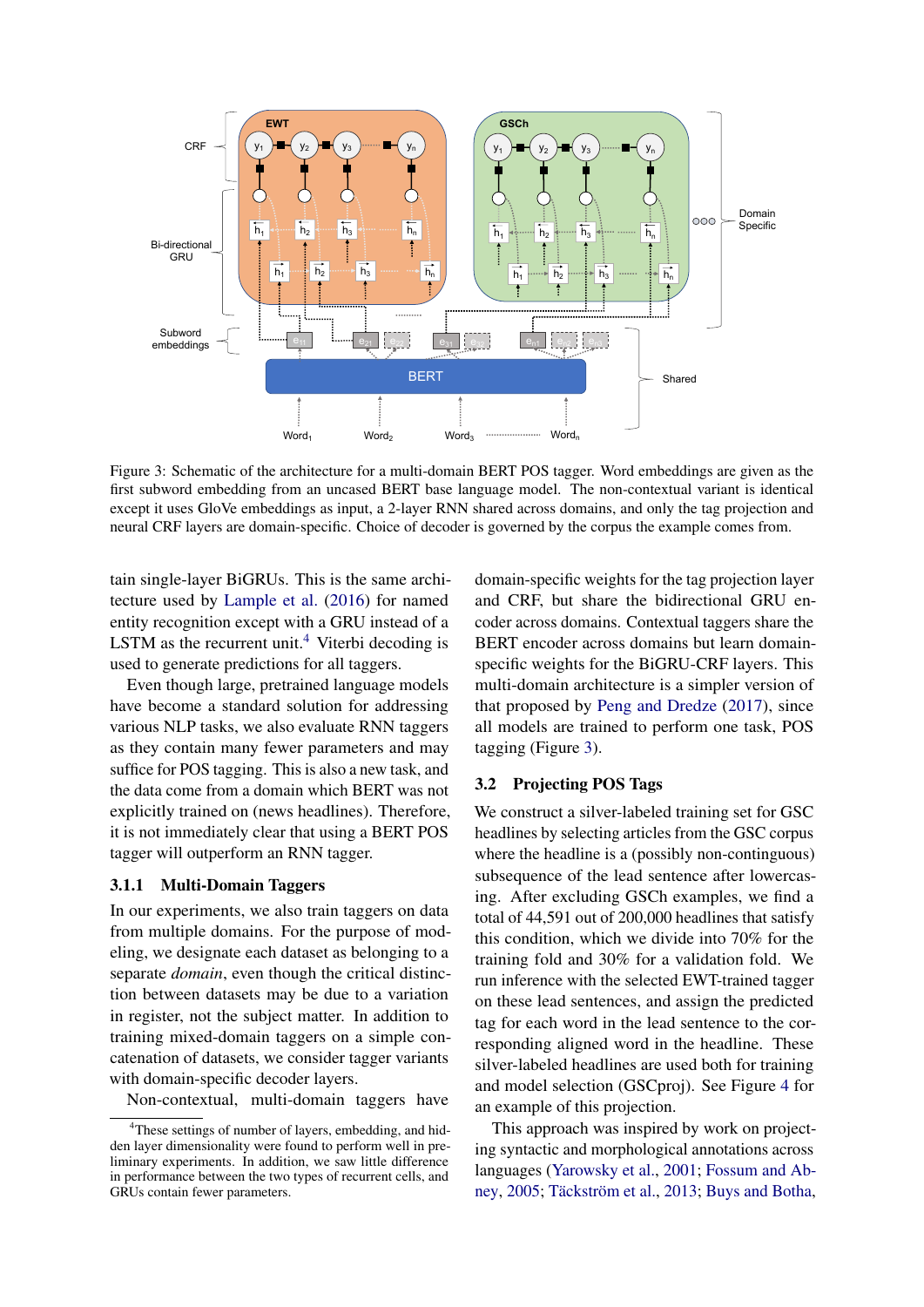Figure 3: Schematic of the architecture for a multi-domain BERT POS tagger. Word embeddings are given as the first subword embedding from an uncased BERT base language model. The non-contextual variant is identical except it uses GloVe embeddings as input, a 2-layer RNN shared across domains, and only the tag projection and neural CRF layers are domain-specific. Choice of decoder is governed by the corpus the example comes from.

tain single-layer BiGRUs. This is the same architecture used by Lample et al. (2016) for named entity recognition except with a GRU instead of a LSTM as the recurrent unit.[4] Viterbi decoding is used to generate predictions for all taggers.

Even though large, pretrained language models have become a standard solution for addressing various NLP tasks, we also evaluate RNN taggers as they contain many fewer parameters and may suffice for POS tagging. This is also a new task, and the data come from a domain which BERT was not explicitly trained on (news headlines). Therefore, it is not immediately clear that using a BERT POS tagger will outperform an RNN tagger.

#### 3.1.1 Multi-Domain Taggers

In our experiments, we also train taggers on data from multiple domains. For the purpose of modeling, we designate each dataset as belonging to a separate *domain*, even though the critical distinction between datasets may be due to a variation in register, not the subject matter. In addition to training mixed-domain taggers on a simple concatenation of datasets, we consider tagger variants with domain-specific decoder layers.

Non-contextual, multi-domain taggers have domain-specific weights for the tag projection layer and CRF, but share the bidirectional GRU encoder across domains. Contextual taggers share the BERT encoder across domains but learn domain-specific weights for the BiGRU-CRF layers. This multi-domain architecture is a simpler version of that proposed by Peng and Dredze (2017), since all models are trained to perform one task, POS tagging (Figure 3).

### 3.2 Projecting POS Tags

We construct a silver-labeled training set for GSC headlines by selecting articles from the GSC corpus where the headline is a (possibly non-continguous) subsequence of the lead sentence after lowercasing. After excluding GSCh examples, we find a total of 44,591 out of 200,000 headlines that satisfy this condition, which we divide into 70% for the training fold and 30% for a validation fold. We run inference with the selected EWT-trained tagger on these lead sentences, and assign the predicted tag for each word in the lead sentence to the corresponding aligned word in the headline. These silver-labeled headlines are used both for training and model selection (GSCproj). See Figure 4 for an example of this projection.

This approach was inspired by work on projecting syntactic and morphological annotations across languages (Yarowsky et al., 2001; Fossum and Abney, 2005; Täckström et al., 2013; Buys and Botha,

[4]These settings of number of layers, embedding, and hidden layer dimensionality were found to perform well in preliminary experiments. In addition, we saw little difference in performance between the two types of recurrent cells, and GRUs contain fewer parameters.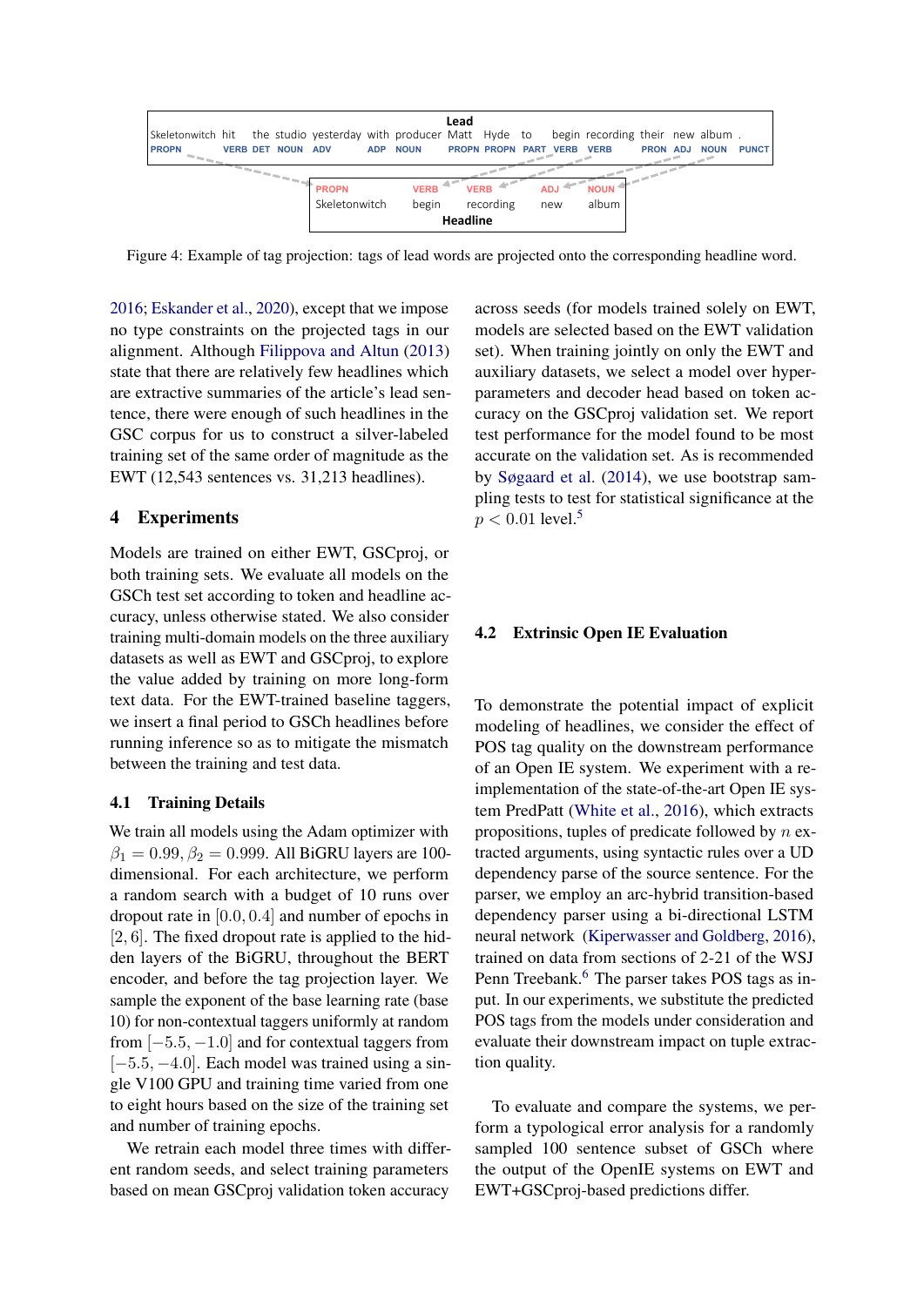Lead

| Skeletonwitch | hit | the | studio | yesterday | with | producer | Matt | Hyde | to | begin | recording | their | new | album | . |
|---|---|---|---|---|---|---|---|---|---|---|---|---|---|---|---|
| PROPN | VERB | DET | NOUN | ADV | ADP | NOUN | PROPN | PROPN | PART | VERB | VERB | PRON | ADJ | NOUN | PUNCT |

| PROPN | VERB | VERB | ADJ | NOUN |
|---|---|---|---|---|
| Skeletonwitch | begin | recording | new | album |

Headline

Figure 4: Example of tag projection: tags of lead words are projected onto the corresponding headline word.

2016; Eskander et al., 2020), except that we impose no type constraints on the projected tags in our alignment. Although Filippova and Altun (2013) state that there are relatively few headlines which are extractive summaries of the article's lead sentence, there were enough of such headlines in the GSC corpus for us to construct a silver-labeled training set of the same order of magnitude as the EWT (12,543 sentences vs. 31,213 headlines).

## 4 Experiments

Models are trained on either EWT, GSCproj, or both training sets. We evaluate all models on the GSCh test set according to token and headline accuracy, unless otherwise stated. We also consider training multi-domain models on the three auxiliary datasets as well as EWT and GSCproj, to explore the value added by training on more long-form text data. For the EWT-trained baseline taggers, we insert a final period to GSCh headlines before running inference so as to mitigate the mismatch between the training and test data.

### 4.1 Training Details

We train all models using the Adam optimizer with $\beta_1 = 0.99, \beta_2 = 0.999$. All BiGRU layers are 100-dimensional. For each architecture, we perform a random search with a budget of 10 runs over dropout rate in $[0.0, 0.4]$ and number of epochs in $[2, 6]$. The fixed dropout rate is applied to the hidden layers of the BiGRU, throughout the BERT encoder, and before the tag projection layer. We sample the exponent of the base learning rate (base 10) for non-contextual taggers uniformly at random from $[-5.5, -1.0]$ and for contextual taggers from $[-5.5, -4.0]$. Each model was trained using a single V100 GPU and training time varied from one to eight hours based on the size of the training set and number of training epochs.

We retrain each model three times with different random seeds, and select training parameters based on mean GSCproj validation token accuracy across seeds (for models trained solely on EWT, models are selected based on the EWT validation set). When training jointly on only the EWT and auxiliary datasets, we select a model over hyperparameters and decoder head based on token accuracy on the GSCproj validation set. We report test performance for the model found to be most accurate on the validation set. As is recommended by Søgaard et al. (2014), we use bootstrap sampling tests to test for statistical significance at the $p < 0.01$ level.[5]

### 4.2 Extrinsic Open IE Evaluation

To demonstrate the potential impact of explicit modeling of headlines, we consider the effect of POS tag quality on the downstream performance of an Open IE system. We experiment with a re-implementation of the state-of-the-art Open IE system PredPatt (White et al., 2016), which extracts propositions, tuples of predicate followed by $n$ extracted arguments, using syntactic rules over a UD dependency parse of the source sentence. For the parser, we employ an arc-hybrid transition-based dependency parser using a bi-directional LSTM neural network (Kiperwasser and Goldberg, 2016), trained on data from sections of 2-21 of the WSJ Penn Treebank.[6] The parser takes POS tags as input. In our experiments, we substitute the predicted POS tags from the models under consideration and evaluate their downstream impact on tuple extraction quality.

To evaluate and compare the systems, we perform a typological error analysis for a randomly sampled 100 sentence subset of GSCh where the output of the OpenIE systems on EWT and EWT+GSCproj-based predictions differ.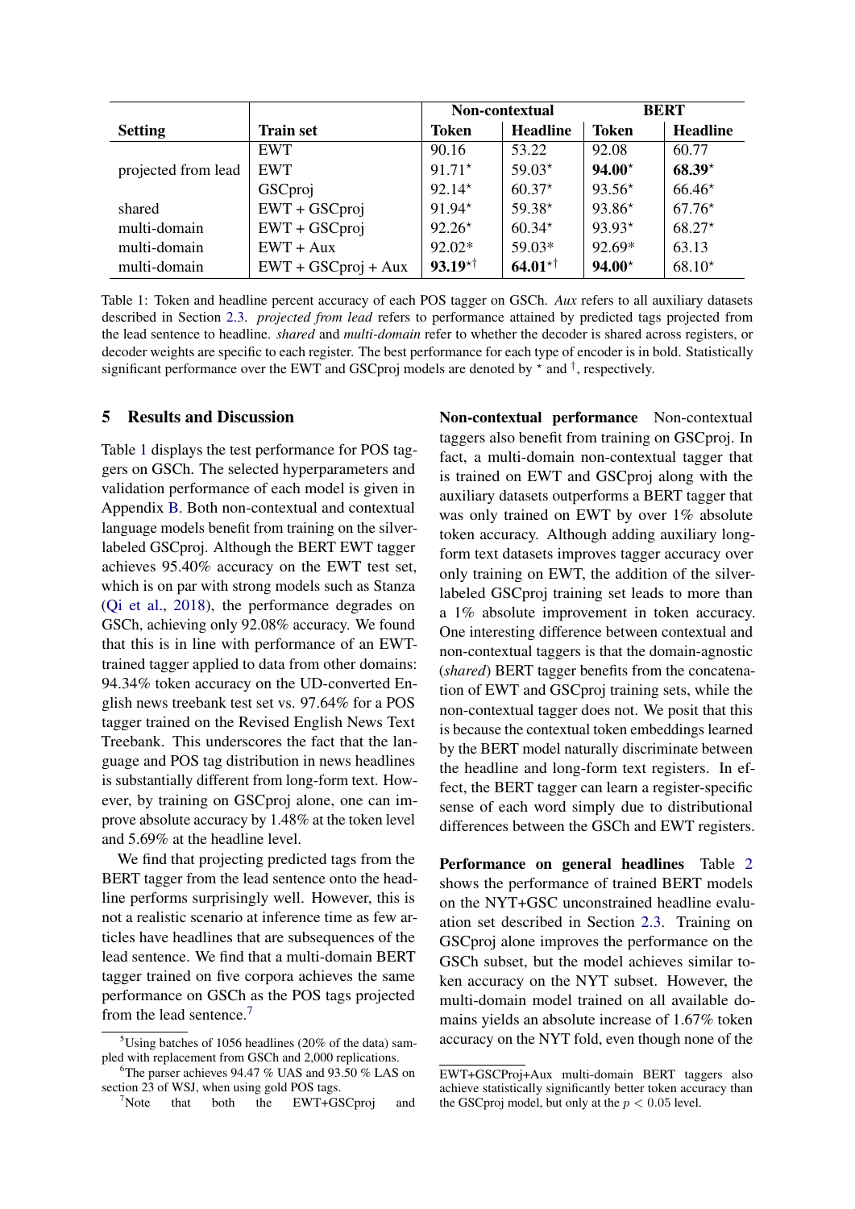| Setting | Train set | Non-contextual | | BERT | |
|---|---|---|---|---|---|
| | | Token | Headline | Token | Headline |
| | EWT | 90.16 | 53.22 | 92.08 | 60.77 |
| projected from lead | EWT | 91.71$^{\star}$ | 59.03$^{\star}$ | **94.00**$^{\star}$ | **68.39**$^{\star}$ |
| | GSCproj | 92.14$^{\star}$ | 60.37$^{\star}$ | 93.56$^{\star}$ | 66.46$^{\star}$ |
| shared | EWT + GSCproj | 91.94$^{\star}$ | 59.38$^{\star}$ | 93.86$^{\star}$ | 67.76$^{\star}$ |
| multi-domain | EWT + GSCproj | 92.26$^{\star}$ | 60.34$^{\star}$ | 93.93$^{\star}$ | 68.27$^{\star}$ |
| multi-domain | EWT + Aux | 92.02* | 59.03* | 92.69* | 63.13 |
| multi-domain | EWT + GSCproj + Aux | **93.19**$^{\star\dagger}$ | **64.01**$^{\star\dagger}$ | **94.00**$^{\star}$ | 68.10$^{\star}$ |

Table 1: Token and headline percent accuracy of each POS tagger on GSCh. *Aux* refers to all auxiliary datasets described in Section 2.3. *projected from lead* refers to performance attained by predicted tags projected from the lead sentence to headline. *shared* and *multi-domain* refer to whether the decoder is shared across registers, or decoder weights are specific to each register. The best performance for each type of encoder is in bold. Statistically significant performance over the EWT and GSCproj models are denoted by $^{\star}$ and $^{\dagger}$, respectively.

## 5 Results and Discussion

Table 1 displays the test performance for POS taggers on GSCh. The selected hyperparameters and validation performance of each model is given in Appendix B. Both non-contextual and contextual language models benefit from training on the silver-labeled GSCproj. Although the BERT EWT tagger achieves 95.40% accuracy on the EWT test set, which is on par with strong models such as Stanza (Qi et al., 2018), the performance degrades on GSCh, achieving only 92.08% accuracy. We found that this is in line with performance of an EWT-trained tagger applied to data from other domains: 94.34% token accuracy on the UD-converted English news treebank test set vs. 97.64% for a POS tagger trained on the Revised English News Text Treebank. This underscores the fact that the language and POS tag distribution in news headlines is substantially different from long-form text. However, by training on GSCproj alone, one can improve absolute accuracy by 1.48% at the token level and 5.69% at the headline level.

We find that projecting predicted tags from the BERT tagger from the lead sentence onto the headline performs surprisingly well. However, this is not a realistic scenario at inference time as few articles have headlines that are subsequences of the lead sentence. We find that a multi-domain BERT tagger trained on five corpora achieves the same performance on GSCh as the POS tags projected from the lead sentence.[7]

**Non-contextual performance** Non-contextual taggers also benefit from training on GSCproj. In fact, a multi-domain non-contextual tagger that is trained on EWT and GSCproj along with the auxiliary datasets outperforms a BERT tagger that was only trained on EWT by over 1% absolute token accuracy. Although adding auxiliary long-form text datasets improves tagger accuracy over only training on EWT, the addition of the silver-labeled GSCproj training set leads to more than a 1% absolute improvement in token accuracy. One interesting difference between contextual and non-contextual taggers is that the domain-agnostic (*shared*) BERT tagger benefits from the concatenation of EWT and GSCproj training sets, while the non-contextual tagger does not. We posit that this is because the contextual token embeddings learned by the BERT model naturally discriminate between the headline and long-form text registers. In effect, the BERT tagger can learn a register-specific sense of each word simply due to distributional differences between the GSCh and EWT registers.

**Performance on general headlines** Table 2 shows the performance of trained BERT models on the NYT+GSC unconstrained headline evaluation set described in Section 2.3. Training on GSCproj alone improves the performance on the GSCh subset, but the model achieves similar token accuracy on the NYT subset. However, the multi-domain model trained on all available domains yields an absolute increase of 1.67% token accuracy on the NYT fold, even though none of the

[5]Using batches of 1056 headlines (20% of the data) sampled with replacement from GSCh and 2,000 replications.

[6]The parser achieves 94.47 % UAS and 93.50 % LAS on section 23 of WSJ, when using gold POS tags.

[7]Note that both the EWT+GSCproj and EWT+GSCProj+Aux multi-domain BERT taggers also achieve statistically significantly better token accuracy than the GSCproj model, but only at the $p < 0.05$ level.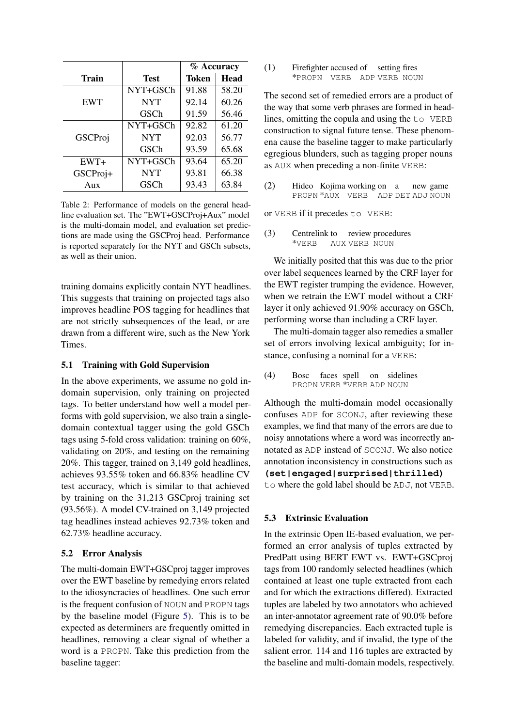| Train | Test | % Accuracy | |
|---|---|---|---|
| | | Token | Head |
| EWT | NYT+GSCh | 91.88 | 58.20 |
| | NYT | 92.14 | 60.26 |
| | GSCh | 91.59 | 56.46 |
| GSCProj | NYT+GSCh | 92.82 | 61.20 |
| | NYT | 92.03 | 56.77 |
| | GSCh | 93.59 | 65.68 |
| EWT+ GSCProj+ Aux | NYT+GSCh | 93.64 | 65.20 |
| | NYT | 93.81 | 66.38 |
| | GSCh | 93.43 | 63.84 |

Table 2: Performance of models on the general headline evaluation set. The "EWT+GSCProj+Aux" model is the multi-domain model, and evaluation set predictions are made using the GSCProj head. Performance is reported separately for the NYT and GSCh subsets, as well as their union.

training domains explicitly contain NYT headlines. This suggests that training on projected tags also improves headline POS tagging for headlines that are not strictly subsequences of the lead, or are drawn from a different wire, such as the New York Times.

### 5.1 Training with Gold Supervision

In the above experiments, we assume no gold in-domain supervision, only training on projected tags. To better understand how well a model performs with gold supervision, we also train a single-domain contextual tagger using the gold GSCh tags using 5-fold cross validation: training on 60%, validating on 20%, and testing on the remaining 20%. This tagger, trained on 3,149 gold headlines, achieves 93.55% token and 66.83% headline CV test accuracy, which is similar to that achieved by training on the 31,213 GSCproj training set (93.56%). A model CV-trained on 3,149 projected tag headlines instead achieves 92.73% token and 62.73% headline accuracy.

### 5.2 Error Analysis

The multi-domain EWT+GSCproj tagger improves over the EWT baseline by remedying errors related to the idiosyncracies of headlines. One such error is the frequent confusion of NOUN and PROPN tags by the baseline model (Figure 5). This is to be expected as determiners are frequently omitted in headlines, removing a clear signal of whether a word is a PROPN. Take this prediction from the baseline tagger:

(1) Firefighter accused of setting fires
*PROPN VERB ADP VERB NOUN

The second set of remedied errors are a product of the way that some verb phrases are formed in headlines, omitting the copula and using the to VERB construction to signal future tense. These phenomena cause the baseline tagger to make particularly egregious blunders, such as tagging proper nouns as AUX when preceding a non-finite VERB:

(2) Hideo Kojima working on a new game
PROPN *AUX VERB ADP DET ADJ NOUN

or VERB if it precedes to VERB:

(3) Centrelink to review procedures
*VERB AUX VERB NOUN

We initially posited that this was due to the prior over label sequences learned by the CRF layer for the EWT register trumping the evidence. However, when we retrain the EWT model without a CRF layer it only achieved 91.90% accuracy on GSCh, performing worse than including a CRF layer.

The multi-domain tagger also remedies a smaller set of errors involving lexical ambiguity; for instance, confusing a nominal for a VERB:

(4) Bosc faces spell on sidelines
PROPN VERB *VERB ADP NOUN

Although the multi-domain model occasionally confuses ADP for SCONJ, after reviewing these examples, we find that many of the errors are due to noisy annotations where a word was incorrectly annotated as ADP instead of SCONJ. We also notice annotation inconsistency in constructions such as **(set|engaged|surprised|thrilled)** to where the gold label should be ADJ, not VERB.

### 5.3 Extrinsic Evaluation

In the extrinsic Open IE-based evaluation, we performed an error analysis of tuples extracted by PredPatt using BERT EWT vs. EWT+GSCproj tags from 100 randomly selected headlines (which contained at least one tuple extracted from each and for which the extractions differed). Extracted tuples are labeled by two annotators who achieved an inter-annotator agreement rate of 90.0% before remedying discrepancies. Each extracted tuple is labeled for validity, and if invalid, the type of the salient error. 114 and 116 tuples are extracted by the baseline and multi-domain models, respectively.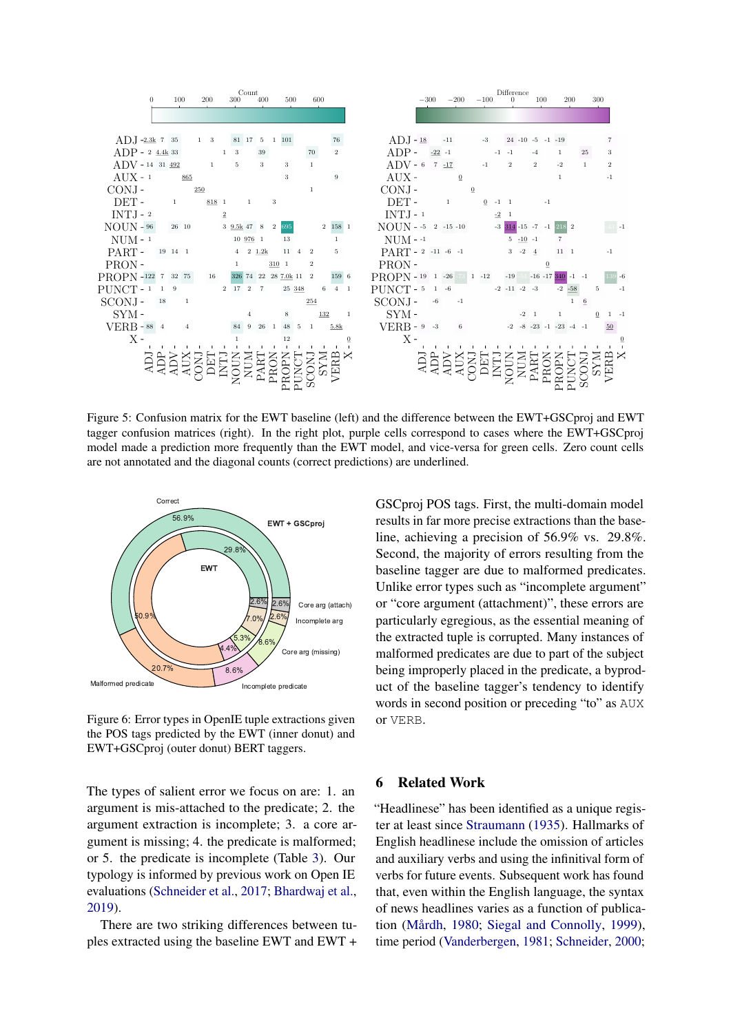Figure 5: Confusion matrix for the EWT baseline (left) and the difference between the EWT+GSCproj and EWT tagger confusion matrices (right). In the right plot, purple cells correspond to cases where the EWT+GSCproj model made a prediction more frequently than the EWT model, and vice-versa for green cells. Zero count cells are not annotated and the diagonal counts (correct predictions) are underlined.

Figure 6: Error types in OpenIE tuple extractions given the POS tags predicted by the EWT (inner donut) and EWT+GSCproj (outer donut) BERT taggers.

The types of salient error we focus on are: 1. an argument is mis-attached to the predicate; 2. the argument extraction is incomplete; 3. a core argument is missing; 4. the predicate is malformed; or 5. the predicate is incomplete (Table 3). Our typology is informed by previous work on Open IE evaluations (Schneider et al., 2017; Bhardwaj et al., 2019).

There are two striking differences between tuples extracted using the baseline EWT and EWT + GSCproj POS tags. First, the multi-domain model results in far more precise extractions than the baseline, achieving a precision of 56.9% vs. 29.8%. Second, the majority of errors resulting from the baseline tagger are due to malformed predicates. Unlike error types such as "incomplete argument" or "core argument (attachment)", these errors are particularly egregious, as the essential meaning of the extracted tuple is corrupted. Many instances of malformed predicates are due to part of the subject being improperly placed in the predicate, a byproduct of the baseline tagger's tendency to identify words in second position or preceding "to" as AUX or VERB.

## 6 Related Work

"Headlinese" has been identified as a unique register at least since Straumann (1935). Hallmarks of English headlinese include the omission of articles and auxiliary verbs and using the infinitival form of verbs for future events. Subsequent work has found that, even within the English language, the syntax of news headlines varies as a function of publication (Mårdh, 1980; Siegal and Connolly, 1999), time period (Vanderbergen, 1981; Schneider, 2000;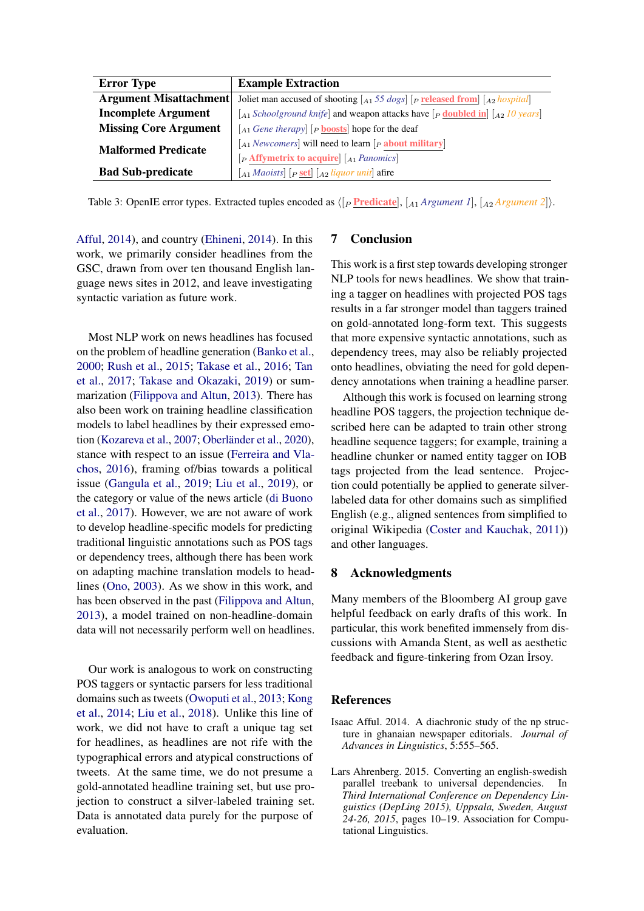| Error Type | Example Extraction |
|---|---|
| Argument Misattachment | Joliet man accused of shooting [$_{A1}$ *55 dogs*] [$_P$ **released from**] [$_{A2}$ *hospital*] |
| Incomplete Argument | [$_{A1}$ *Schoolground knife*] and weapon attacks have [$_P$ **doubled in**] [$_{A2}$ *10 years*] |
| Missing Core Argument | [$_{A1}$ *Gene therapy*] [$_P$ **boosts**] hope for the deaf |
| Malformed Predicate | [$_{A1}$ *Newcomers*] will need to learn [$_P$ **about military**] |
| | [$_P$ **Affymetrix to acquire**] [$_{A1}$ *Panomics*] |
| Bad Sub-predicate | [$_{A1}$ *Maoists*] [$_P$ **set**] [$_{A2}$ *liquor unit*] afire |

Table 3: OpenIE error types. Extracted tuples encoded as ⟨[$_P$ **Predicate**], [$_{A1}$ *Argument 1*], [$_{A2}$ *Argument 2*]⟩.

Afful, 2014), and country (Ehineni, 2014). In this work, we primarily consider headlines from the GSC, drawn from over ten thousand English language news sites in 2012, and leave investigating syntactic variation as future work.

Most NLP work on news headlines has focused on the problem of headline generation (Banko et al., 2000; Rush et al., 2015; Takase et al., 2016; Tan et al., 2017; Takase and Okazaki, 2019) or summarization (Filippova and Altun, 2013). There has also been work on training headline classification models to label headlines by their expressed emotion (Kozareva et al., 2007; Oberländer et al., 2020), stance with respect to an issue (Ferreira and Vlachos, 2016), framing of/bias towards a political issue (Gangula et al., 2019; Liu et al., 2019), or the category or value of the news article (di Buono et al., 2017). However, we are not aware of work to develop headline-specific models for predicting traditional linguistic annotations such as POS tags or dependency trees, although there has been work on adapting machine translation models to headlines (Ono, 2003). As we show in this work, and has been observed in the past (Filippova and Altun, 2013), a model trained on non-headline-domain data will not necessarily perform well on headlines.

Our work is analogous to work on constructing POS taggers or syntactic parsers for less traditional domains such as tweets (Owoputi et al., 2013; Kong et al., 2014; Liu et al., 2018). Unlike this line of work, we did not have to craft a unique tag set for headlines, as headlines are not rife with the typographical errors and atypical constructions of tweets. At the same time, we do not presume a gold-annotated headline training set, but use projection to construct a silver-labeled training set. Data is annotated data purely for the purpose of evaluation.

## 7 Conclusion

This work is a first step towards developing stronger NLP tools for news headlines. We show that training a tagger on headlines with projected POS tags results in a far stronger model than taggers trained on gold-annotated long-form text. This suggests that more expensive syntactic annotations, such as dependency trees, may also be reliably projected onto headlines, obviating the need for gold dependency annotations when training a headline parser.

Although this work is focused on learning strong headline POS taggers, the projection technique described here can be adapted to train other strong headline sequence taggers; for example, training a headline chunker or named entity tagger on IOB tags projected from the lead sentence. Projection could potentially be applied to generate silver-labeled data for other domains such as simplified English (e.g., aligned sentences from simplified to original Wikipedia (Coster and Kauchak, 2011)) and other languages.

## 8 Acknowledgments

Many members of the Bloomberg AI group gave helpful feedback on early drafts of this work. In particular, this work benefited immensely from discussions with Amanda Stent, as well as aesthetic feedback and figure-tinkering from Ozan İrsoy.

## References

Isaac Afful. 2014. A diachronic study of the np structure in ghanaian newspaper editorials. *Journal of Advances in Linguistics*, 5:555–565.

Lars Ahrenberg. 2015. Converting an english-swedish parallel treebank to universal dependencies. In *Third International Conference on Dependency Linguistics (DepLing 2015), Uppsala, Sweden, August 24-26, 2015*, pages 10–19. Association for Computational Linguistics.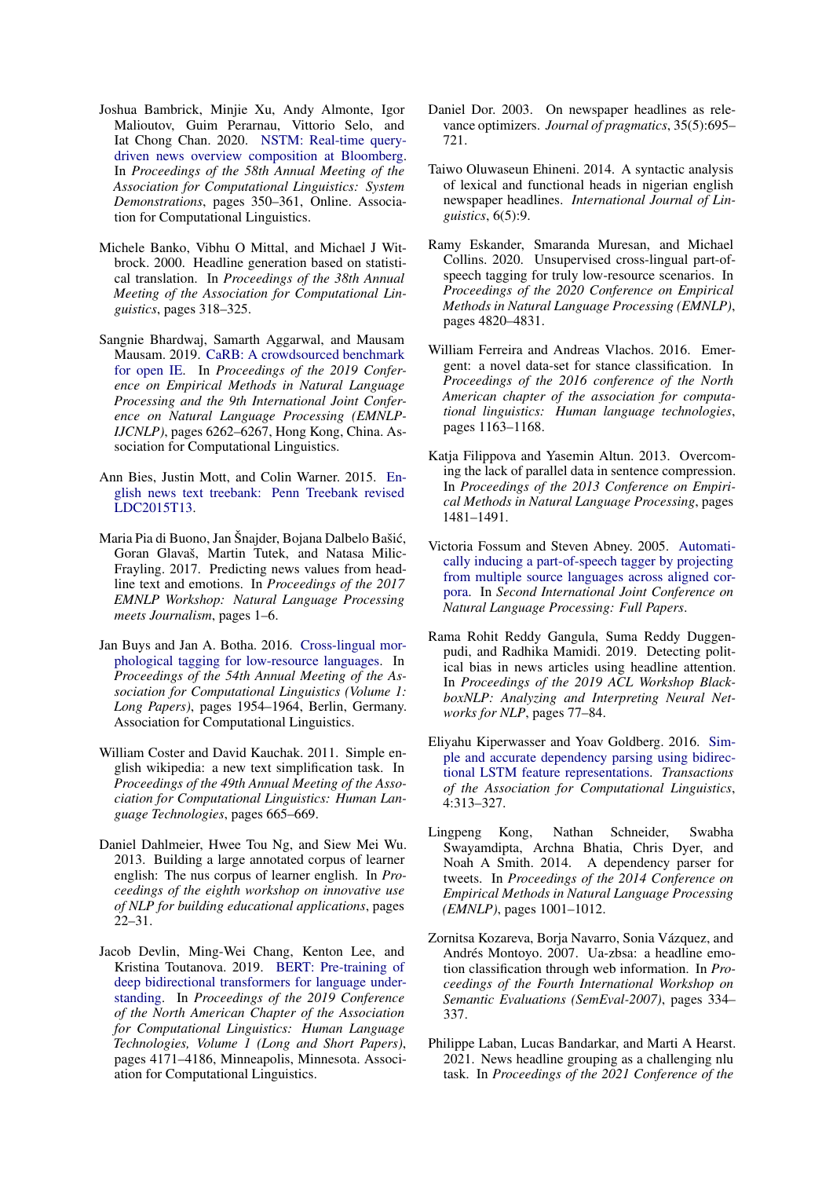Joshua Bambrick, Minjie Xu, Andy Almonte, Igor Malioutov, Guim Perarnau, Vittorio Selo, and Iat Chong Chan. 2020. NSTM: Real-time query-driven news overview composition at Bloomberg. In *Proceedings of the 58th Annual Meeting of the Association for Computational Linguistics: System Demonstrations*, pages 350–361, Online. Association for Computational Linguistics.

Michele Banko, Vibhu O Mittal, and Michael J Witbrock. 2000. Headline generation based on statistical translation. In *Proceedings of the 38th Annual Meeting of the Association for Computational Linguistics*, pages 318–325.

Sangnie Bhardwaj, Samarth Aggarwal, and Mausam Mausam. 2019. CaRB: A crowdsourced benchmark for open IE. In *Proceedings of the 2019 Conference on Empirical Methods in Natural Language Processing and the 9th International Joint Conference on Natural Language Processing (EMNLP-IJCNLP)*, pages 6262–6267, Hong Kong, China. Association for Computational Linguistics.

Ann Bies, Justin Mott, and Colin Warner. 2015. English news text treebank: Penn Treebank revised LDC2015T13.

Maria Pia di Buono, Jan Šnajder, Bojana Dalbelo Bašić, Goran Glavaš, Martin Tutek, and Natasa Milic-Frayling. 2017. Predicting news values from headline text and emotions. In *Proceedings of the 2017 EMNLP Workshop: Natural Language Processing meets Journalism*, pages 1–6.

Jan Buys and Jan A. Botha. 2016. Cross-lingual morphological tagging for low-resource languages. In *Proceedings of the 54th Annual Meeting of the Association for Computational Linguistics (Volume 1: Long Papers)*, pages 1954–1964, Berlin, Germany. Association for Computational Linguistics.

William Coster and David Kauchak. 2011. Simple english wikipedia: a new text simplification task. In *Proceedings of the 49th Annual Meeting of the Association for Computational Linguistics: Human Language Technologies*, pages 665–669.

Daniel Dahlmeier, Hwee Tou Ng, and Siew Mei Wu. 2013. Building a large annotated corpus of learner english: The nus corpus of learner english. In *Proceedings of the eighth workshop on innovative use of NLP for building educational applications*, pages 22–31.

Jacob Devlin, Ming-Wei Chang, Kenton Lee, and Kristina Toutanova. 2019. BERT: Pre-training of deep bidirectional transformers for language understanding. In *Proceedings of the 2019 Conference of the North American Chapter of the Association for Computational Linguistics: Human Language Technologies, Volume 1 (Long and Short Papers)*, pages 4171–4186, Minneapolis, Minnesota. Association for Computational Linguistics.

Daniel Dor. 2003. On newspaper headlines as relevance optimizers. *Journal of pragmatics*, 35(5):695–721.

Taiwo Oluwaseun Ehineni. 2014. A syntactic analysis of lexical and functional heads in nigerian english newspaper headlines. *International Journal of Linguistics*, 6(5):9.

Ramy Eskander, Smaranda Muresan, and Michael Collins. 2020. Unsupervised cross-lingual part-of-speech tagging for truly low-resource scenarios. In *Proceedings of the 2020 Conference on Empirical Methods in Natural Language Processing (EMNLP)*, pages 4820–4831.

William Ferreira and Andreas Vlachos. 2016. Emergent: a novel data-set for stance classification. In *Proceedings of the 2016 conference of the North American chapter of the association for computational linguistics: Human language technologies*, pages 1163–1168.

Katja Filippova and Yasemin Altun. 2013. Overcoming the lack of parallel data in sentence compression. In *Proceedings of the 2013 Conference on Empirical Methods in Natural Language Processing*, pages 1481–1491.

Victoria Fossum and Steven Abney. 2005. Automatically inducing a part-of-speech tagger by projecting from multiple source languages across aligned corpora. In *Second International Joint Conference on Natural Language Processing: Full Papers*.

Rama Rohit Reddy Gangula, Suma Reddy Duggenpudi, and Radhika Mamidi. 2019. Detecting political bias in news articles using headline attention. In *Proceedings of the 2019 ACL Workshop BlackboxNLP: Analyzing and Interpreting Neural Networks for NLP*, pages 77–84.

Eliyahu Kiperwasser and Yoav Goldberg. 2016. Simple and accurate dependency parsing using bidirectional LSTM feature representations. *Transactions of the Association for Computational Linguistics*, 4:313–327.

Lingpeng Kong, Nathan Schneider, Swabha Swayamdipta, Archna Bhatia, Chris Dyer, and Noah A Smith. 2014. A dependency parser for tweets. In *Proceedings of the 2014 Conference on Empirical Methods in Natural Language Processing (EMNLP)*, pages 1001–1012.

Zornitsa Kozareva, Borja Navarro, Sonia Vázquez, and Andrés Montoyo. 2007. Ua-zbsa: a headline emotion classification through web information. In *Proceedings of the Fourth International Workshop on Semantic Evaluations (SemEval-2007)*, pages 334–337.

Philippe Laban, Lucas Bandarkar, and Marti A Hearst. 2021. News headline grouping as a challenging nlu task. In *Proceedings of the 2021 Conference of the*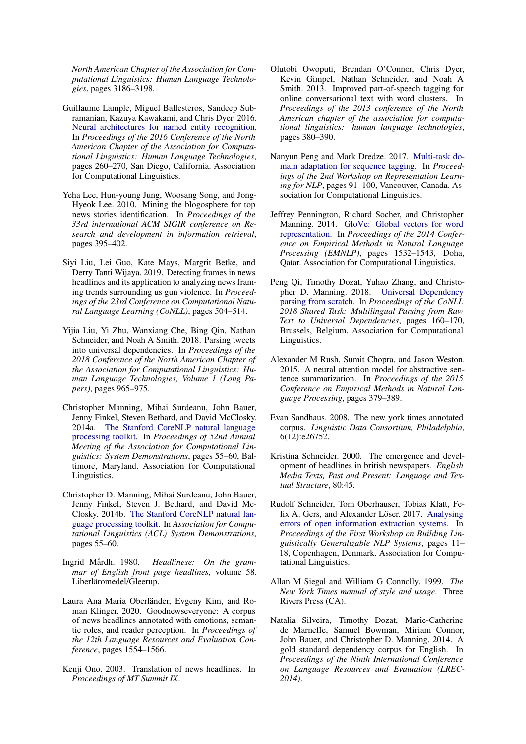North American Chapter of the Association for Computational Linguistics: Human Language Technologies, pages 3186–3198.

Guillaume Lample, Miguel Ballesteros, Sandeep Subramanian, Kazuya Kawakami, and Chris Dyer. 2016. Neural architectures for named entity recognition. In *Proceedings of the 2016 Conference of the North American Chapter of the Association for Computational Linguistics: Human Language Technologies*, pages 260–270, San Diego, California. Association for Computational Linguistics.

Yeha Lee, Hun-young Jung, Woosang Song, and Jong-Hyeok Lee. 2010. Mining the blogosphere for top news stories identification. In *Proceedings of the 33rd international ACM SIGIR conference on Research and development in information retrieval*, pages 395–402.

Siyi Liu, Lei Guo, Kate Mays, Margrit Betke, and Derry Tanti Wijaya. 2019. Detecting frames in news headlines and its application to analyzing news framing trends surrounding us gun violence. In *Proceedings of the 23rd Conference on Computational Natural Language Learning (CoNLL)*, pages 504–514.

Yijia Liu, Yi Zhu, Wanxiang Che, Bing Qin, Nathan Schneider, and Noah A Smith. 2018. Parsing tweets into universal dependencies. In *Proceedings of the 2018 Conference of the North American Chapter of the Association for Computational Linguistics: Human Language Technologies, Volume 1 (Long Papers)*, pages 965–975.

Christopher Manning, Mihai Surdeanu, John Bauer, Jenny Finkel, Steven Bethard, and David McClosky. 2014a. The Stanford CoreNLP natural language processing toolkit. In *Proceedings of 52nd Annual Meeting of the Association for Computational Linguistics: System Demonstrations*, pages 55–60, Baltimore, Maryland. Association for Computational Linguistics.

Christopher D. Manning, Mihai Surdeanu, John Bauer, Jenny Finkel, Steven J. Bethard, and David McClosky. 2014b. The Stanford CoreNLP natural language processing toolkit. In *Association for Computational Linguistics (ACL) System Demonstrations*, pages 55–60.

Ingrid Mårdh. 1980. *Headlinese: On the grammar of English front page headlines*, volume 58. Liberläromedel/Gleerup.

Laura Ana Maria Oberländer, Evgeny Kim, and Roman Klinger. 2020. Goodnewseveryone: A corpus of news headlines annotated with emotions, semantic roles, and reader perception. In *Proceedings of the 12th Language Resources and Evaluation Conference*, pages 1554–1566.

Kenji Ono. 2003. Translation of news headlines. In *Proceedings of MT Summit IX*.

Olutobi Owoputi, Brendan O'Connor, Chris Dyer, Kevin Gimpel, Nathan Schneider, and Noah A Smith. 2013. Improved part-of-speech tagging for online conversational text with word clusters. In *Proceedings of the 2013 conference of the North American chapter of the association for computational linguistics: human language technologies*, pages 380–390.

Nanyun Peng and Mark Dredze. 2017. Multi-task domain adaptation for sequence tagging. In *Proceedings of the 2nd Workshop on Representation Learning for NLP*, pages 91–100, Vancouver, Canada. Association for Computational Linguistics.

Jeffrey Pennington, Richard Socher, and Christopher Manning. 2014. GloVe: Global vectors for word representation. In *Proceedings of the 2014 Conference on Empirical Methods in Natural Language Processing (EMNLP)*, pages 1532–1543, Doha, Qatar. Association for Computational Linguistics.

Peng Qi, Timothy Dozat, Yuhao Zhang, and Christopher D. Manning. 2018. Universal Dependency parsing from scratch. In *Proceedings of the CoNLL 2018 Shared Task: Multilingual Parsing from Raw Text to Universal Dependencies*, pages 160–170, Brussels, Belgium. Association for Computational Linguistics.

Alexander M Rush, Sumit Chopra, and Jason Weston. 2015. A neural attention model for abstractive sentence summarization. In *Proceedings of the 2015 Conference on Empirical Methods in Natural Language Processing*, pages 379–389.

Evan Sandhaus. 2008. The new york times annotated corpus. *Linguistic Data Consortium, Philadelphia*, 6(12):e26752.

Kristina Schneider. 2000. The emergence and development of headlines in british newspapers. *English Media Texts, Past and Present: Language and Textual Structure*, 80:45.

Rudolf Schneider, Tom Oberhauser, Tobias Klatt, Felix A. Gers, and Alexander Löser. 2017. Analysing errors of open information extraction systems. In *Proceedings of the First Workshop on Building Linguistically Generalizable NLP Systems*, pages 11–18, Copenhagen, Denmark. Association for Computational Linguistics.

Allan M Siegal and William G Connolly. 1999. *The New York Times manual of style and usage*. Three Rivers Press (CA).

Natalia Silveira, Timothy Dozat, Marie-Catherine de Marneffe, Samuel Bowman, Miriam Connor, John Bauer, and Christopher D. Manning. 2014. A gold standard dependency corpus for English. In *Proceedings of the Ninth International Conference on Language Resources and Evaluation (LREC-2014)*.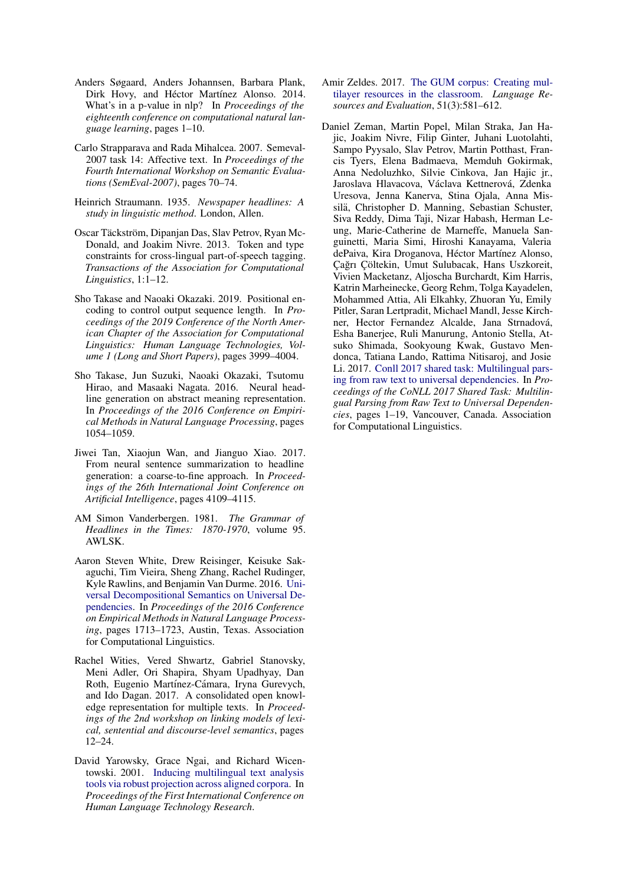Anders Søgaard, Anders Johannsen, Barbara Plank, Dirk Hovy, and Héctor Martínez Alonso. 2014. What's in a p-value in nlp? In *Proceedings of the eighteenth conference on computational natural language learning*, pages 1–10.

Carlo Strapparava and Rada Mihalcea. 2007. Semeval-2007 task 14: Affective text. In *Proceedings of the Fourth International Workshop on Semantic Evaluations (SemEval-2007)*, pages 70–74.

Heinrich Straumann. 1935. *Newspaper headlines: A study in linguistic method*. London, Allen.

Oscar Täckström, Dipanjan Das, Slav Petrov, Ryan McDonald, and Joakim Nivre. 2013. Token and type constraints for cross-lingual part-of-speech tagging. *Transactions of the Association for Computational Linguistics*, 1:1–12.

Sho Takase and Naoaki Okazaki. 2019. Positional encoding to control output sequence length. In *Proceedings of the 2019 Conference of the North American Chapter of the Association for Computational Linguistics: Human Language Technologies, Volume 1 (Long and Short Papers)*, pages 3999–4004.

Sho Takase, Jun Suzuki, Naoaki Okazaki, Tsutomu Hirao, and Masaaki Nagata. 2016. Neural headline generation on abstract meaning representation. In *Proceedings of the 2016 Conference on Empirical Methods in Natural Language Processing*, pages 1054–1059.

Jiwei Tan, Xiaojun Wan, and Jianguo Xiao. 2017. From neural sentence summarization to headline generation: a coarse-to-fine approach. In *Proceedings of the 26th International Joint Conference on Artificial Intelligence*, pages 4109–4115.

AM Simon Vanderbergen. 1981. *The Grammar of Headlines in the Times: 1870-1970*, volume 95. AWLSK.

Aaron Steven White, Drew Reisinger, Keisuke Sakaguchi, Tim Vieira, Sheng Zhang, Rachel Rudinger, Kyle Rawlins, and Benjamin Van Durme. 2016. Universal Decompositional Semantics on Universal Dependencies. In *Proceedings of the 2016 Conference on Empirical Methods in Natural Language Processing*, pages 1713–1723, Austin, Texas. Association for Computational Linguistics.

Rachel Wities, Vered Shwartz, Gabriel Stanovsky, Meni Adler, Ori Shapira, Shyam Upadhyay, Dan Roth, Eugenio Martínez-Cámara, Iryna Gurevych, and Ido Dagan. 2017. A consolidated open knowledge representation for multiple texts. In *Proceedings of the 2nd workshop on linking models of lexical, sentential and discourse-level semantics*, pages 12–24.

David Yarowsky, Grace Ngai, and Richard Wicentowski. 2001. Inducing multilingual text analysis tools via robust projection across aligned corpora. In *Proceedings of the First International Conference on Human Language Technology Research*.

Amir Zeldes. 2017. The GUM corpus: Creating multilayer resources in the classroom. *Language Resources and Evaluation*, 51(3):581–612.

Daniel Zeman, Martin Popel, Milan Straka, Jan Hajic, Joakim Nivre, Filip Ginter, Juhani Luotolahti, Sampo Pyysalo, Slav Petrov, Martin Potthast, Francis Tyers, Elena Badmaeva, Memduh Gokirmak, Anna Nedoluzhko, Silvie Cinkova, Jan Hajic jr., Jaroslava Hlavacova, Václava Kettnerová, Zdenka Uresova, Jenna Kanerva, Stina Ojala, Anna Missilä, Christopher D. Manning, Sebastian Schuster, Siva Reddy, Dima Taji, Nizar Habash, Herman Leung, Marie-Catherine de Marneffe, Manuela Sanguinetti, Maria Simi, Hiroshi Kanayama, Valeria dePaiva, Kira Droganova, Héctor Martínez Alonso, Çağrı Çöltekin, Umut Sulubacak, Hans Uszkoreit, Vivien Macketanz, Aljoscha Burchardt, Kim Harris, Katrin Marheinecke, Georg Rehm, Tolga Kayadelen, Mohammed Attia, Ali Elkahky, Zhuoran Yu, Emily Pitler, Saran Lertpradit, Michael Mandl, Jesse Kirchner, Hector Fernandez Alcalde, Jana Strnadová, Esha Banerjee, Ruli Manurung, Antonio Stella, Atsuko Shimada, Sookyoung Kwak, Gustavo Mendonca, Tatiana Lando, Rattima Nitisaroj, and Josie Li. 2017. Conll 2017 shared task: Multilingual parsing from raw text to universal dependencies. In *Proceedings of the CoNLL 2017 Shared Task: Multilingual Parsing from Raw Text to Universal Dependencies*, pages 1–19, Vancouver, Canada. Association for Computational Linguistics.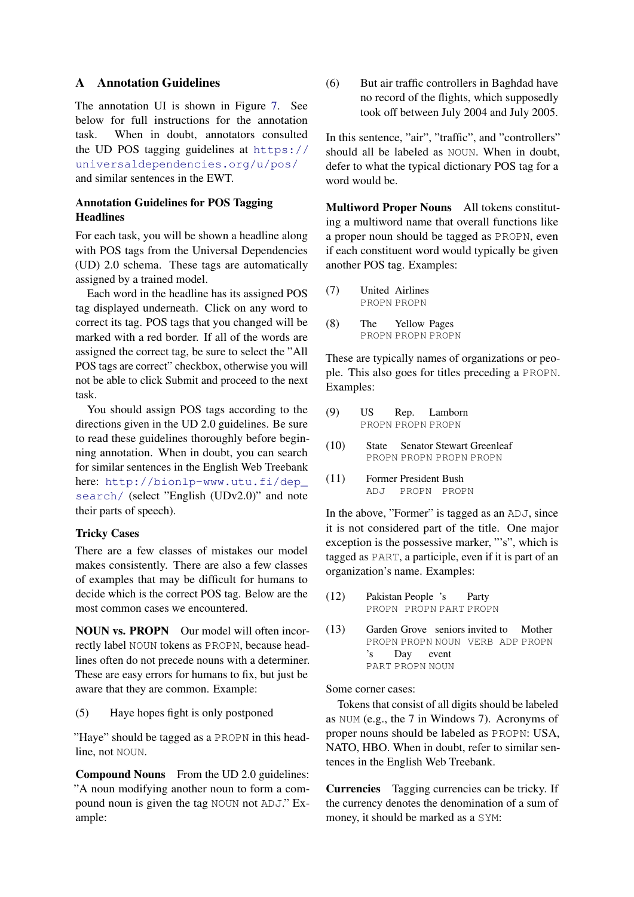## A Annotation Guidelines

The annotation UI is shown in Figure 7. See below for full instructions for the annotation task. When in doubt, annotators consulted the UD POS tagging guidelines at https://universaldependencies.org/u/pos/ and similar sentences in the EWT.

### Annotation Guidelines for POS Tagging Headlines

For each task, you will be shown a headline along with POS tags from the Universal Dependencies (UD) 2.0 schema. These tags are automatically assigned by a trained model.

Each word in the headline has its assigned POS tag displayed underneath. Click on any word to correct its tag. POS tags that you changed will be marked with a red border. If all of the words are assigned the correct tag, be sure to select the "All POS tags are correct" checkbox, otherwise you will not be able to click Submit and proceed to the next task.

You should assign POS tags according to the directions given in the UD 2.0 guidelines. Be sure to read these guidelines thoroughly before beginning annotation. When in doubt, you can search for similar sentences in the English Web Treebank here: http://bionlp-www.utu.fi/dep_search/ (select "English (UDv2.0)" and note their parts of speech).

### Tricky Cases

There are a few classes of mistakes our model makes consistently. There are also a few classes of examples that may be difficult for humans to decide which is the correct POS tag. Below are the most common cases we encountered.

**NOUN vs. PROPN** Our model will often incorrectly label NOUN tokens as PROPN, because headlines often do not precede nouns with a determiner. These are easy errors for humans to fix, but just be aware that they are common. Example:

(5) Haye hopes fight is only postponed

"Haye" should be tagged as a PROPN in this headline, not NOUN.

**Compound Nouns** From the UD 2.0 guidelines: "A noun modifying another noun to form a compound noun is given the tag NOUN not ADJ." Example:

(6) But air traffic controllers in Baghdad have no record of the flights, which supposedly took off between July 2004 and July 2005.

In this sentence, "air", "traffic", and "controllers" should all be labeled as NOUN. When in doubt, defer to what the typical dictionary POS tag for a word would be.

**Multiword Proper Nouns** All tokens constituting a multiword name that overall functions like a proper noun should be tagged as PROPN, even if each constituent word would typically be given another POS tag. Examples:

(7) United Airlines
PROPN PROPN

(8) The Yellow Pages
PROPN PROPN PROPN

These are typically names of organizations or people. This also goes for titles preceding a PROPN. Examples:

(9) US Rep. Lamborn
PROPN PROPN PROPN

(10) State Senator Stewart Greenleaf
PROPN PROPN PROPN PROPN

(11) Former President Bush
ADJ PROPN PROPN

In the above, "Former" is tagged as an ADJ, since it is not considered part of the title. One major exception is the possessive marker, "'s", which is tagged as PART, a participle, even if it is part of an organization's name. Examples:

(12) Pakistan People 's Party
PROPN PROPN PART PROPN

(13) Garden Grove seniors invited to Mother 's Day event
PROPN PROPN NOUN VERB ADP PROPN PART PROPN NOUN

Some corner cases:

Tokens that consist of all digits should be labeled as NUM (e.g., the 7 in Windows 7). Acronyms of proper nouns should be labeled as PROPN: USA, NATO, HBO. When in doubt, refer to similar sentences in the English Web Treebank.

**Currencies** Tagging currencies can be tricky. If the currency denotes the denomination of a sum of money, it should be marked as a SYM: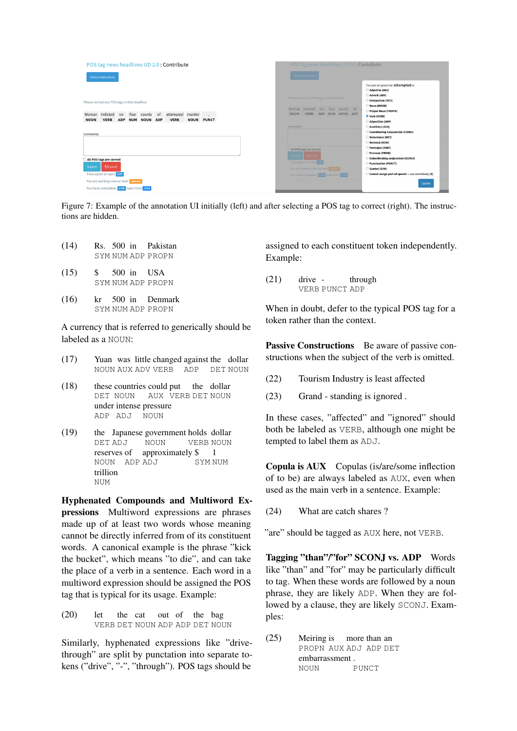Figure 7: Example of the annotation UI initially (left) and after selecting a POS tag to correct (right). The instructions are hidden.

(14) Rs. 500 in Pakistan
SYM NUM ADP PROPN

(15) $ 500 in USA
SYM NUM ADP PROPN

(16) kr 500 in Denmark
SYM NUM ADP PROPN

A currency that is referred to generically should be labeled as a NOUN:

(17) Yuan was little changed against the dollar
NOUN AUX ADV VERB ADP DET NOUN

(18) these countries could put the dollar under intense pressure
DET NOUN AUX VERB DET NOUN ADP ADJ NOUN

(19) the Japanese government holds dollar reserves of approximately $ 1 trillion
DET ADJ NOUN VERB NOUN NOUN ADP ADJ SYM NUM NUM

**Hyphenated Compounds and Multiword Expressions** Multiword expressions are phrases made up of at least two words whose meaning cannot be directly inferred from its constituent words. A canonical example is the phrase "kick the bucket", which means "to die", and can take the place of a verb in a sentence. Each word in a multiword expression should be assigned the POS tag that is typical for its usage. Example:

(20) let the cat out of the bag
VERB DET NOUN ADP ADP DET NOUN

Similarly, hyphenated expressions like "drive-through" are split by punctuation into separate tokens ("drive", "-", "through"). POS tags should be assigned to each constituent token independently. Example:

(21) drive - through
VERB PUNCT ADP

When in doubt, defer to the typical POS tag for a token rather than the context.

**Passive Constructions** Be aware of passive constructions when the subject of the verb is omitted.

(22) Tourism Industry is least affected

(23) Grand - standing is ignored .

In these cases, "affected" and "ignored" should both be labeled as VERB, although one might be tempted to label them as ADJ.

**Copula is AUX** Copulas (is/are/some inflection of to be) are always labeled as AUX, even when used as the main verb in a sentence. Example:

(24) What are catch shares ?

"are" should be tagged as AUX here, not VERB.

**Tagging "than"/"for" SCONJ vs. ADP** Words like "than" and "for" may be particularly difficult to tag. When these words are followed by a noun phrase, they are likely ADP. When they are followed by a clause, they are likely SCONJ. Examples:

(25) Meiring is more than an embarrassment .
PROPN AUX ADJ ADP DET NOUN PUNCT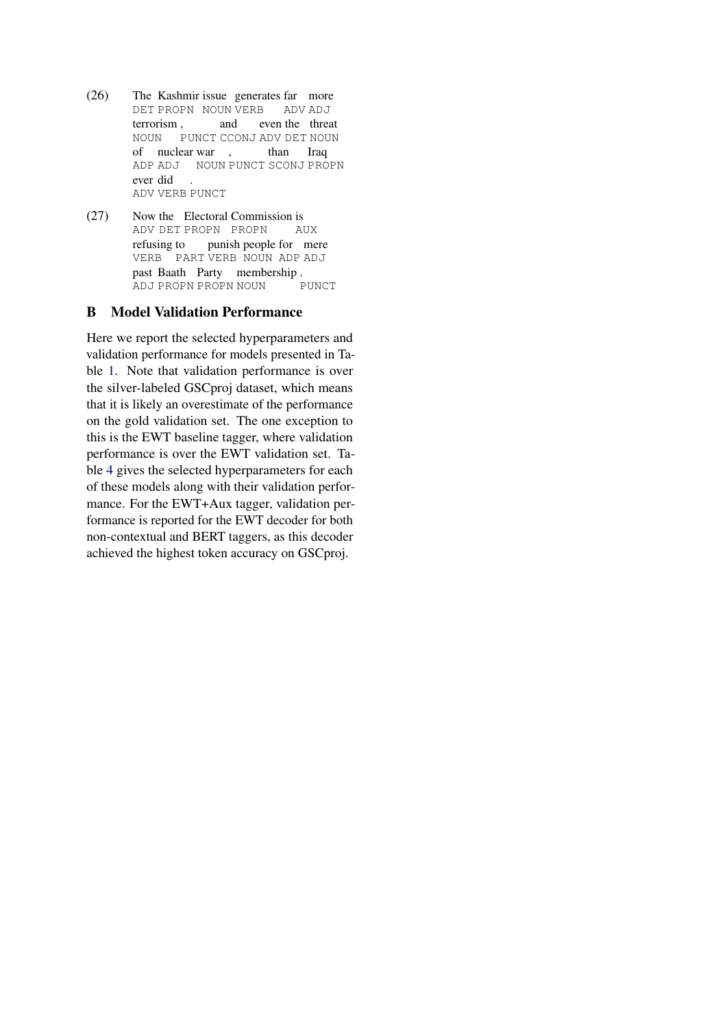(26) The Kashmir issue generates far more terrorism , and even the threat of nuclear war , than Iraq ever did .
DET PROPN NOUN VERB ADV ADJ NOUN PUNCT CCONJ ADV DET NOUN ADP ADJ NOUN PUNCT SCONJ PROPN ADV VERB PUNCT

(27) Now the Electoral Commission is refusing to punish people for mere past Baath Party membership .
ADV DET PROPN PROPN AUX VERB PART VERB NOUN ADP ADJ ADJ PROPN PROPN NOUN PUNCT

## B Model Validation Performance

Here we report the selected hyperparameters and validation performance for models presented in Table 1. Note that validation performance is over the silver-labeled GSCproj dataset, which means that it is likely an overestimate of the performance on the gold validation set. The one exception to this is the EWT baseline tagger, where validation performance is over the EWT validation set. Table 4 gives the selected hyperparameters for each of these models along with their validation performance. For the EWT+Aux tagger, validation performance is reported for the EWT decoder for both non-contextual and BERT taggers, as this decoder achieved the highest token accuracy on GSCproj.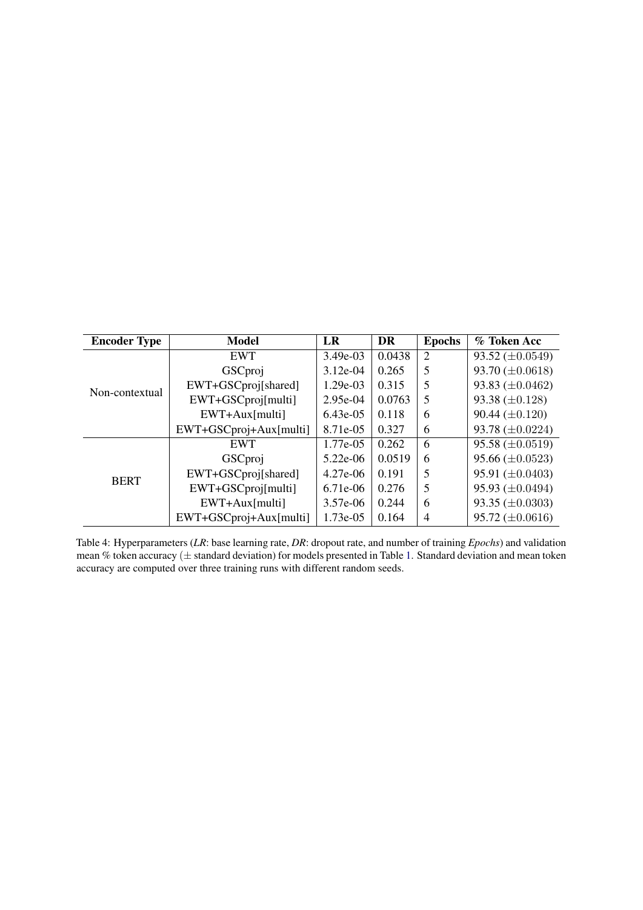| Encoder Type | Model | LR | DR | Epochs | % Token Acc |
|---|---|---|---|---|---|
| Non-contextual | EWT | 3.49e-03 | 0.0438 | 2 | 93.52 ($\pm$0.0549) |
| | GSCproj | 3.12e-04 | 0.265 | 5 | 93.70 ($\pm$0.0618) |
| | EWT+GSCproj[shared] | 1.29e-03 | 0.315 | 5 | 93.83 ($\pm$0.0462) |
| | EWT+GSCproj[multi] | 2.95e-04 | 0.0763 | 5 | 93.38 ($\pm$0.128) |
| | EWT+Aux[multi] | 6.43e-05 | 0.118 | 6 | 90.44 ($\pm$0.120) |
| | EWT+GSCproj+Aux[multi] | 8.71e-05 | 0.327 | 6 | 93.78 ($\pm$0.0224) |
| BERT | EWT | 1.77e-05 | 0.262 | 6 | 95.58 ($\pm$0.0519) |
| | GSCproj | 5.22e-06 | 0.0519 | 6 | 95.66 ($\pm$0.0523) |
| | EWT+GSCproj[shared] | 4.27e-06 | 0.191 | 5 | 95.91 ($\pm$0.0403) |
| | EWT+GSCproj[multi] | 6.71e-06 | 0.276 | 5 | 95.93 ($\pm$0.0494) |
| | EWT+Aux[multi] | 3.57e-06 | 0.244 | 6 | 93.35 ($\pm$0.0303) |
| | EWT+GSCproj+Aux[multi] | 1.73e-05 | 0.164 | 4 | 95.72 ($\pm$0.0616) |

Table 4: Hyperparameters (*LR*: base learning rate, *DR*: dropout rate, and number of training *Epochs*) and validation mean % token accuracy ($\pm$ standard deviation) for models presented in Table 1. Standard deviation and mean token accuracy are computed over three training runs with different random seeds.